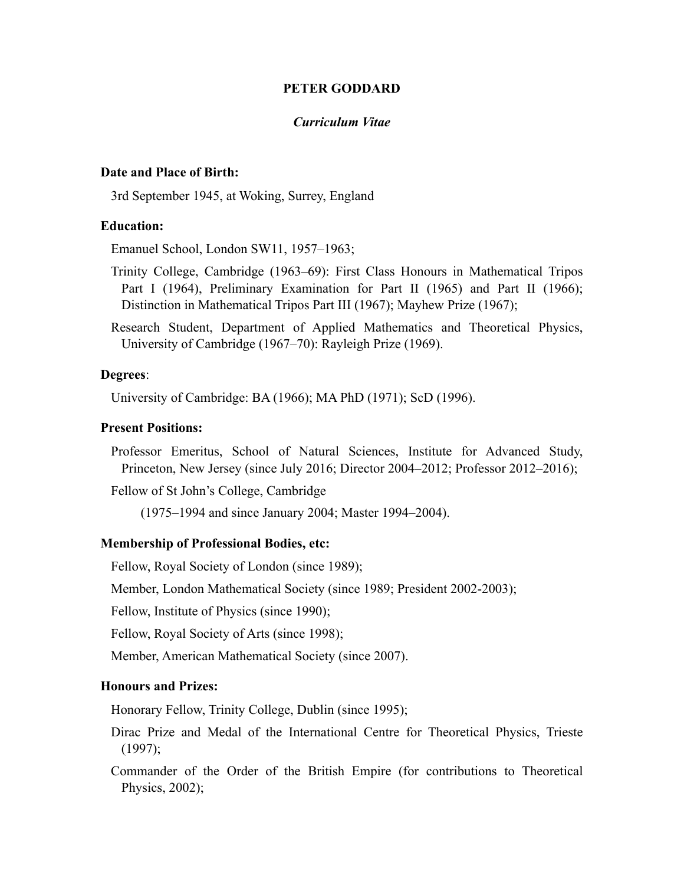# PETER GODDARD

## *Curriculum Vitae*

**Date and Place of Birth:**

3rd September 1945, at Woking, Surrey, England

**Education:**

Emanuel School, London SW11, 1957–1963;

Trinity College, Cambridge (1963–69): First Class Honours in Mathematical Tripos Part I (1964), Preliminary Examination for Part II (1965) and Part II (1966); Distinction in Mathematical Tripos Part III (1967); Mayhew Prize (1967);

Research Student, Department of Applied Mathematics and Theoretical Physics, University of Cambridge (1967–70): Rayleigh Prize (1969).

**Degrees**:

University of Cambridge: BA (1966); MA PhD (1971); ScD (1996).

**Present Positions:**

Professor Emeritus, School of Natural Sciences, Institute for Advanced Study, Princeton, New Jersey (since July 2016; Director 2004–2012; Professor 2012–2016);

Fellow of St John's College, Cambridge

(1975–1994 and since January 2004; Master 1994–2004).

**Membership of Professional Bodies, etc:**

Fellow, Royal Society of London (since 1989);

Member, London Mathematical Society (since 1989; President 2002-2003);

Fellow, Institute of Physics (since 1990);

Fellow, Royal Society of Arts (since 1998);

Member, American Mathematical Society (since 2007).

**Honours and Prizes:**

Honorary Fellow, Trinity College, Dublin (since 1995);

Dirac Prize and Medal of the International Centre for Theoretical Physics, Trieste (1997);

Commander of the Order of the British Empire (for contributions to Theoretical Physics, 2002);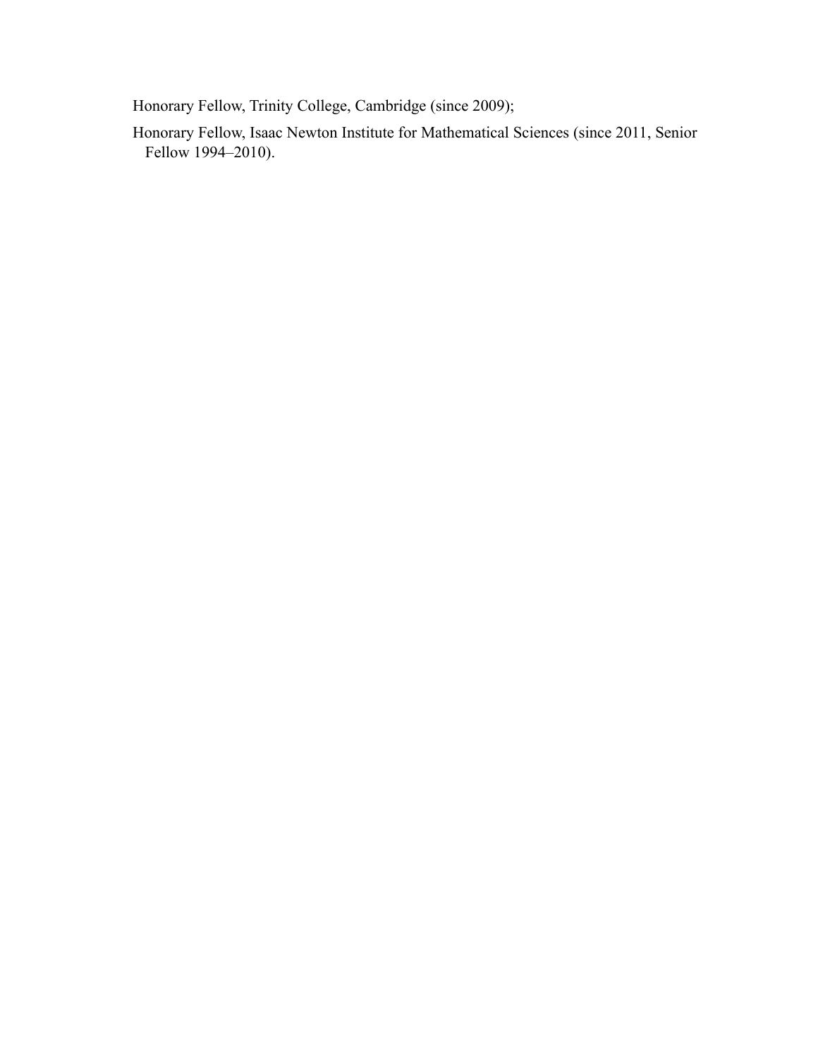Honorary Fellow, Trinity College, Cambridge (since 2009);

Honorary Fellow, Isaac Newton Institute for Mathematical Sciences (since 2011, Senior Fellow 1994–2010).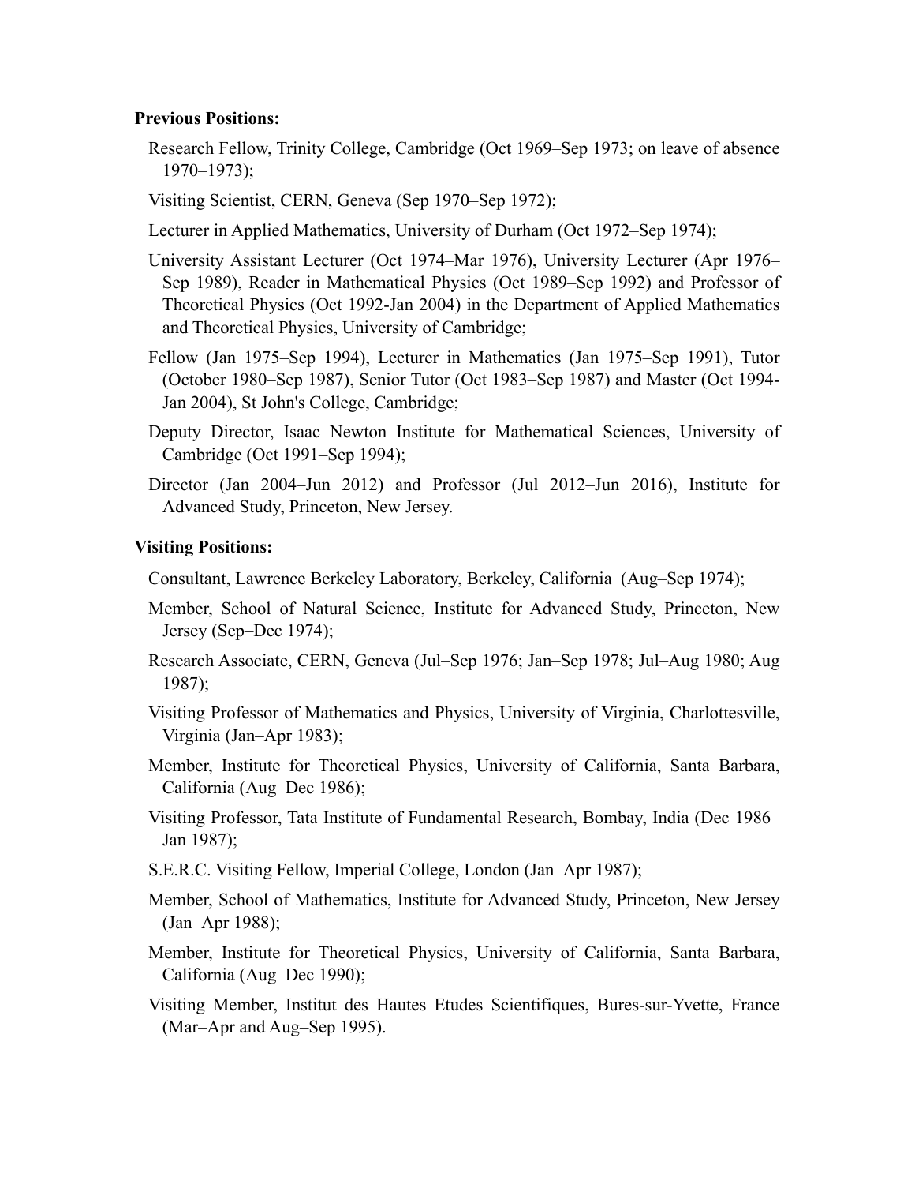**Previous Positions:**

Research Fellow, Trinity College, Cambridge (Oct 1969–Sep 1973; on leave of absence 1970–1973);

Visiting Scientist, CERN, Geneva (Sep 1970–Sep 1972);

Lecturer in Applied Mathematics, University of Durham (Oct 1972–Sep 1974);

University Assistant Lecturer (Oct 1974–Mar 1976), University Lecturer (Apr 1976–Sep 1989), Reader in Mathematical Physics (Oct 1989–Sep 1992) and Professor of Theoretical Physics (Oct 1992-Jan 2004) in the Department of Applied Mathematics and Theoretical Physics, University of Cambridge;

Fellow (Jan 1975–Sep 1994), Lecturer in Mathematics (Jan 1975–Sep 1991), Tutor (October 1980–Sep 1987), Senior Tutor (Oct 1983–Sep 1987) and Master (Oct 1994-Jan 2004), St John's College, Cambridge;

Deputy Director, Isaac Newton Institute for Mathematical Sciences, University of Cambridge (Oct 1991–Sep 1994);

Director (Jan 2004–Jun 2012) and Professor (Jul 2012–Jun 2016), Institute for Advanced Study, Princeton, New Jersey.

**Visiting Positions:**

Consultant, Lawrence Berkeley Laboratory, Berkeley, California (Aug–Sep 1974);

Member, School of Natural Science, Institute for Advanced Study, Princeton, New Jersey (Sep–Dec 1974);

Research Associate, CERN, Geneva (Jul–Sep 1976; Jan–Sep 1978; Jul–Aug 1980; Aug 1987);

Visiting Professor of Mathematics and Physics, University of Virginia, Charlottesville, Virginia (Jan–Apr 1983);

Member, Institute for Theoretical Physics, University of California, Santa Barbara, California (Aug–Dec 1986);

Visiting Professor, Tata Institute of Fundamental Research, Bombay, India (Dec 1986–Jan 1987);

S.E.R.C. Visiting Fellow, Imperial College, London (Jan–Apr 1987);

Member, School of Mathematics, Institute for Advanced Study, Princeton, New Jersey (Jan–Apr 1988);

Member, Institute for Theoretical Physics, University of California, Santa Barbara, California (Aug–Dec 1990);

Visiting Member, Institut des Hautes Etudes Scientifiques, Bures-sur-Yvette, France (Mar–Apr and Aug–Sep 1995).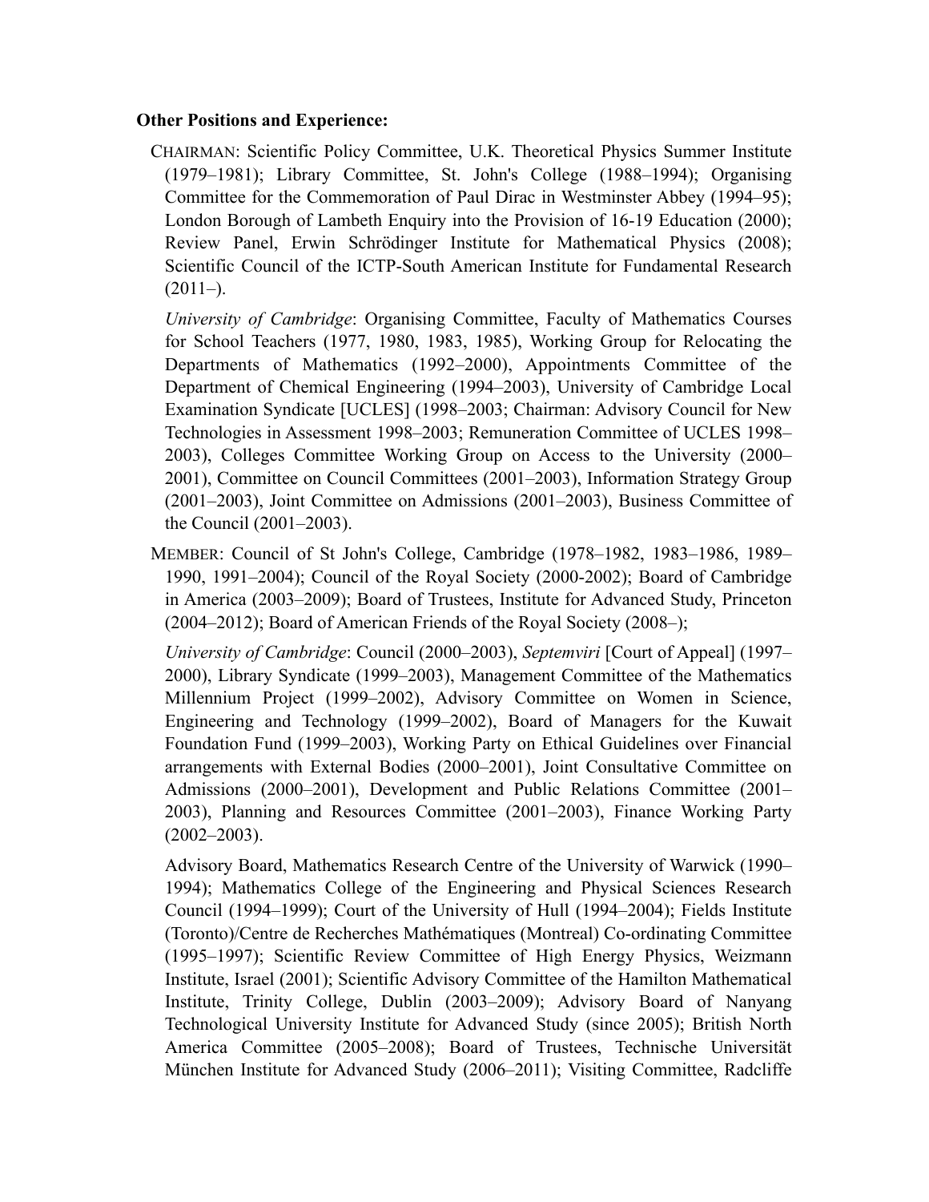**Other Positions and Experience:**

CHAIRMAN: Scientific Policy Committee, U.K. Theoretical Physics Summer Institute (1979–1981); Library Committee, St. John's College (1988–1994); Organising Committee for the Commemoration of Paul Dirac in Westminster Abbey (1994–95); London Borough of Lambeth Enquiry into the Provision of 16-19 Education (2000); Review Panel, Erwin Schrödinger Institute for Mathematical Physics (2008); Scientific Council of the ICTP-South American Institute for Fundamental Research (2011–).

*University of Cambridge*: Organising Committee, Faculty of Mathematics Courses for School Teachers (1977, 1980, 1983, 1985), Working Group for Relocating the Departments of Mathematics (1992–2000), Appointments Committee of the Department of Chemical Engineering (1994–2003), University of Cambridge Local Examination Syndicate [UCLES] (1998–2003; Chairman: Advisory Council for New Technologies in Assessment 1998–2003; Remuneration Committee of UCLES 1998–2003), Colleges Committee Working Group on Access to the University (2000–2001), Committee on Council Committees (2001–2003), Information Strategy Group (2001–2003), Joint Committee on Admissions (2001–2003), Business Committee of the Council (2001–2003).

MEMBER: Council of St John's College, Cambridge (1978–1982, 1983–1986, 1989–1990, 1991–2004); Council of the Royal Society (2000-2002); Board of Cambridge in America (2003–2009); Board of Trustees, Institute for Advanced Study, Princeton (2004–2012); Board of American Friends of the Royal Society (2008–);

*University of Cambridge*: Council (2000–2003), *Septemviri* [Court of Appeal] (1997–2000), Library Syndicate (1999–2003), Management Committee of the Mathematics Millennium Project (1999–2002), Advisory Committee on Women in Science, Engineering and Technology (1999–2002), Board of Managers for the Kuwait Foundation Fund (1999–2003), Working Party on Ethical Guidelines over Financial arrangements with External Bodies (2000–2001), Joint Consultative Committee on Admissions (2000–2001), Development and Public Relations Committee (2001–2003), Planning and Resources Committee (2001–2003), Finance Working Party (2002–2003).

Advisory Board, Mathematics Research Centre of the University of Warwick (1990–1994); Mathematics College of the Engineering and Physical Sciences Research Council (1994–1999); Court of the University of Hull (1994–2004); Fields Institute (Toronto)/Centre de Recherches Mathématiques (Montreal) Co-ordinating Committee (1995–1997); Scientific Review Committee of High Energy Physics, Weizmann Institute, Israel (2001); Scientific Advisory Committee of the Hamilton Mathematical Institute, Trinity College, Dublin (2003–2009); Advisory Board of Nanyang Technological University Institute for Advanced Study (since 2005); British North America Committee (2005–2008); Board of Trustees, Technische Universität München Institute for Advanced Study (2006–2011); Visiting Committee, Radcliffe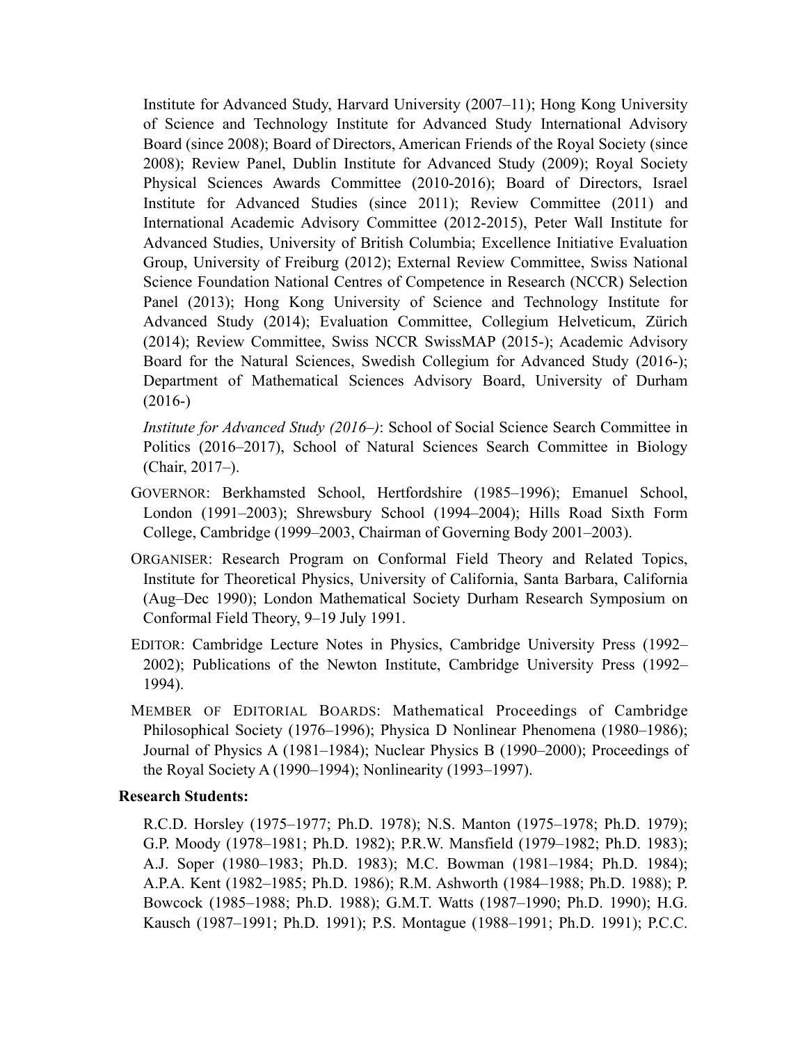Institute for Advanced Study, Harvard University (2007–11); Hong Kong University of Science and Technology Institute for Advanced Study International Advisory Board (since 2008); Board of Directors, American Friends of the Royal Society (since 2008); Review Panel, Dublin Institute for Advanced Study (2009); Royal Society Physical Sciences Awards Committee (2010-2016); Board of Directors, Israel Institute for Advanced Studies (since 2011); Review Committee (2011) and International Academic Advisory Committee (2012-2015), Peter Wall Institute for Advanced Studies, University of British Columbia; Excellence Initiative Evaluation Group, University of Freiburg (2012); External Review Committee, Swiss National Science Foundation National Centres of Competence in Research (NCCR) Selection Panel (2013); Hong Kong University of Science and Technology Institute for Advanced Study (2014); Evaluation Committee, Collegium Helveticum, Zürich (2014); Review Committee, Swiss NCCR SwissMAP (2015-); Academic Advisory Board for the Natural Sciences, Swedish Collegium for Advanced Study (2016-); Department of Mathematical Sciences Advisory Board, University of Durham (2016-)

*Institute for Advanced Study (2016–)*: School of Social Science Search Committee in Politics (2016–2017), School of Natural Sciences Search Committee in Biology (Chair, 2017–).

GOVERNOR: Berkhamsted School, Hertfordshire (1985–1996); Emanuel School, London (1991–2003); Shrewsbury School (1994–2004); Hills Road Sixth Form College, Cambridge (1999–2003, Chairman of Governing Body 2001–2003).

ORGANISER: Research Program on Conformal Field Theory and Related Topics, Institute for Theoretical Physics, University of California, Santa Barbara, California (Aug–Dec 1990); London Mathematical Society Durham Research Symposium on Conformal Field Theory, 9–19 July 1991.

EDITOR: Cambridge Lecture Notes in Physics, Cambridge University Press (1992–2002); Publications of the Newton Institute, Cambridge University Press (1992–1994).

MEMBER OF EDITORIAL BOARDS: Mathematical Proceedings of Cambridge Philosophical Society (1976–1996); Physica D Nonlinear Phenomena (1980–1986); Journal of Physics A (1981–1984); Nuclear Physics B (1990–2000); Proceedings of the Royal Society A (1990–1994); Nonlinearity (1993–1997).

**Research Students:**

R.C.D. Horsley (1975–1977; Ph.D. 1978); N.S. Manton (1975–1978; Ph.D. 1979); G.P. Moody (1978–1981; Ph.D. 1982); P.R.W. Mansfield (1979–1982; Ph.D. 1983); A.J. Soper (1980–1983; Ph.D. 1983); M.C. Bowman (1981–1984; Ph.D. 1984); A.P.A. Kent (1982–1985; Ph.D. 1986); R.M. Ashworth (1984–1988; Ph.D. 1988); P. Bowcock (1985–1988; Ph.D. 1988); G.M.T. Watts (1987–1990; Ph.D. 1990); H.G. Kausch (1987–1991; Ph.D. 1991); P.S. Montague (1988–1991; Ph.D. 1991); P.C.C.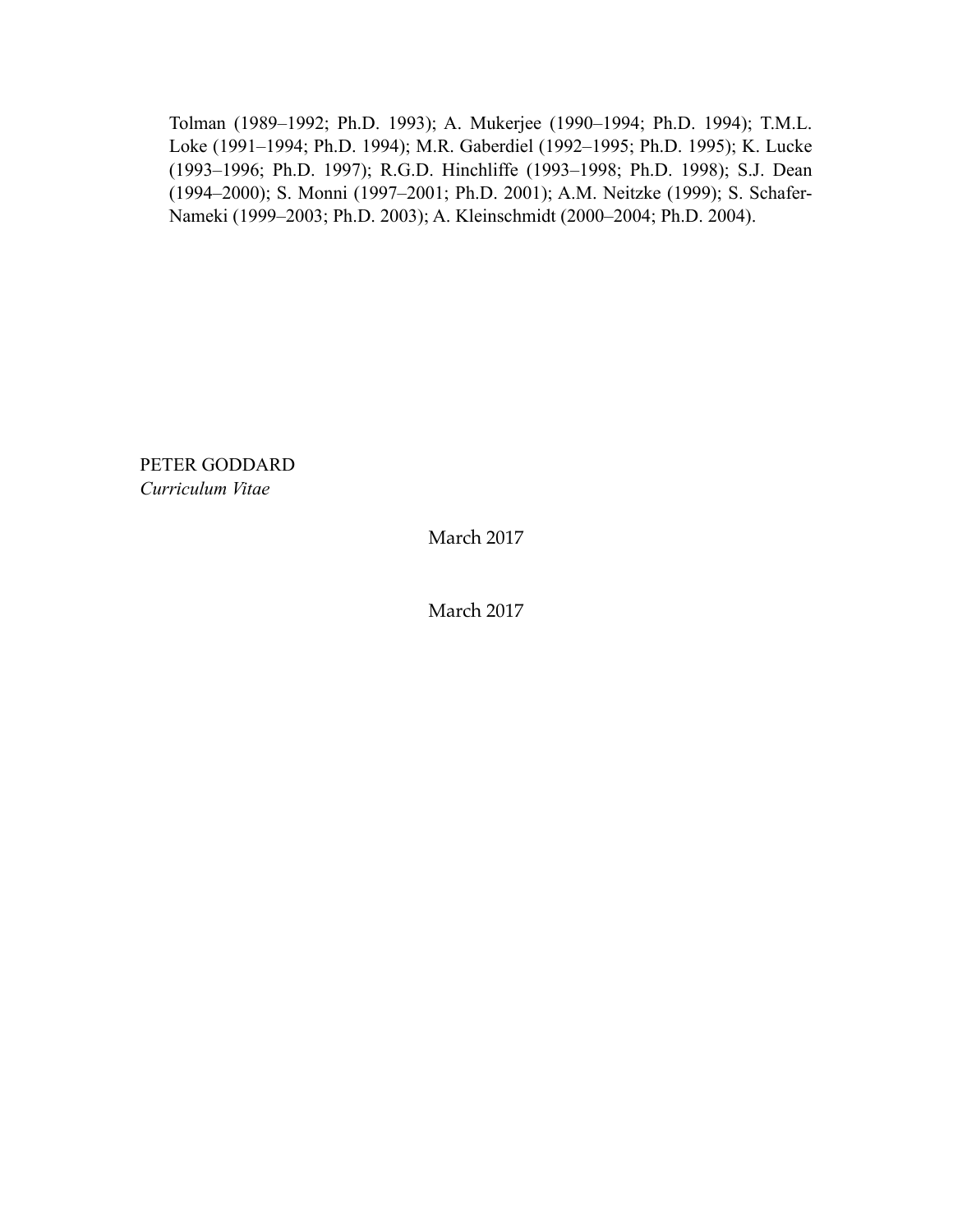Tolman (1989–1992; Ph.D. 1993); A. Mukerjee (1990–1994; Ph.D. 1994); T.M.L. Loke (1991–1994; Ph.D. 1994); M.R. Gaberdiel (1992–1995; Ph.D. 1995); K. Lucke (1993–1996; Ph.D. 1997); R.G.D. Hinchliffe (1993–1998; Ph.D. 1998); S.J. Dean (1994–2000); S. Monni (1997–2001; Ph.D. 2001); A.M. Neitzke (1999); S. Schafer-Nameki (1999–2003; Ph.D. 2003); A. Kleinschmidt (2000–2004; Ph.D. 2004).

PETER GODDARD
*Curriculum Vitae*

March 2017

March 2017